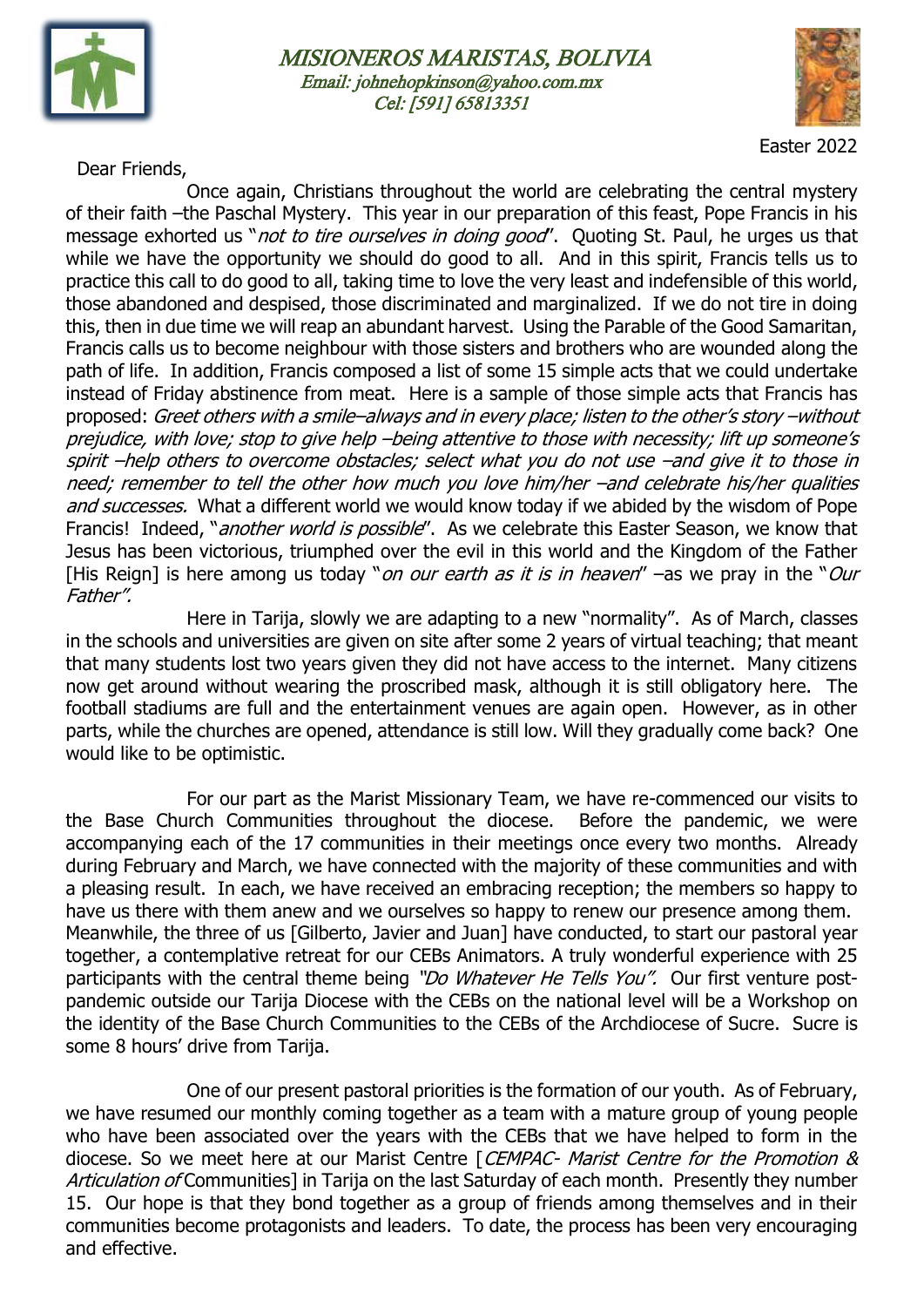# MISIONEROS MARISTAS, BOLIVIA

*Email: johnehopkinson@yahoo.com.mx*
*Cel: [591] 65813351*

Easter 2022

Dear Friends,

Once again, Christians throughout the world are celebrating the central mystery of their faith –the Paschal Mystery. This year in our preparation of this feast, Pope Francis in his message exhorted us "*not to tire ourselves in doing good*". Quoting St. Paul, he urges us that while we have the opportunity we should do good to all. And in this spirit, Francis tells us to practice this call to do good to all, taking time to love the very least and indefensible of this world, those abandoned and despised, those discriminated and marginalized. If we do not tire in doing this, then in due time we will reap an abundant harvest. Using the Parable of the Good Samaritan, Francis calls us to become neighbour with those sisters and brothers who are wounded along the path of life. In addition, Francis composed a list of some 15 simple acts that we could undertake instead of Friday abstinence from meat. Here is a sample of those simple acts that Francis has proposed: *Greet others with a smile–always and in every place; listen to the other's story –without prejudice, with love; stop to give help –being attentive to those with necessity; lift up someone's spirit –help others to overcome obstacles; select what you do not use –and give it to those in need; remember to tell the other how much you love him/her –and celebrate his/her qualities and successes.* What a different world we would know today if we abided by the wisdom of Pope Francis! Indeed, "*another world is possible*". As we celebrate this Easter Season, we know that Jesus has been victorious, triumphed over the evil in this world and the Kingdom of the Father [His Reign] is here among us today "*on our earth as it is in heaven*" –as we pray in the "*Our Father".*

Here in Tarija, slowly we are adapting to a new "normality". As of March, classes in the schools and universities are given on site after some 2 years of virtual teaching; that meant that many students lost two years given they did not have access to the internet. Many citizens now get around without wearing the proscribed mask, although it is still obligatory here. The football stadiums are full and the entertainment venues are again open. However, as in other parts, while the churches are opened, attendance is still low. Will they gradually come back? One would like to be optimistic.

For our part as the Marist Missionary Team, we have re-commenced our visits to the Base Church Communities throughout the diocese. Before the pandemic, we were accompanying each of the 17 communities in their meetings once every two months. Already during February and March, we have connected with the majority of these communities and with a pleasing result. In each, we have received an embracing reception; the members so happy to have us there with them anew and we ourselves so happy to renew our presence among them. Meanwhile, the three of us [Gilberto, Javier and Juan] have conducted, to start our pastoral year together, a contemplative retreat for our CEBs Animators. A truly wonderful experience with 25 participants with the central theme being *"Do Whatever He Tells You".* Our first venture post-pandemic outside our Tarija Diocese with the CEBs on the national level will be a Workshop on the identity of the Base Church Communities to the CEBs of the Archdiocese of Sucre. Sucre is some 8 hours' drive from Tarija.

One of our present pastoral priorities is the formation of our youth. As of February, we have resumed our monthly coming together as a team with a mature group of young people who have been associated over the years with the CEBs that we have helped to form in the diocese. So we meet here at our Marist Centre [*CEMPAC- Marist Centre for the Promotion & Articulation of* Communities] in Tarija on the last Saturday of each month. Presently they number 15. Our hope is that they bond together as a group of friends among themselves and in their communities become protagonists and leaders. To date, the process has been very encouraging and effective.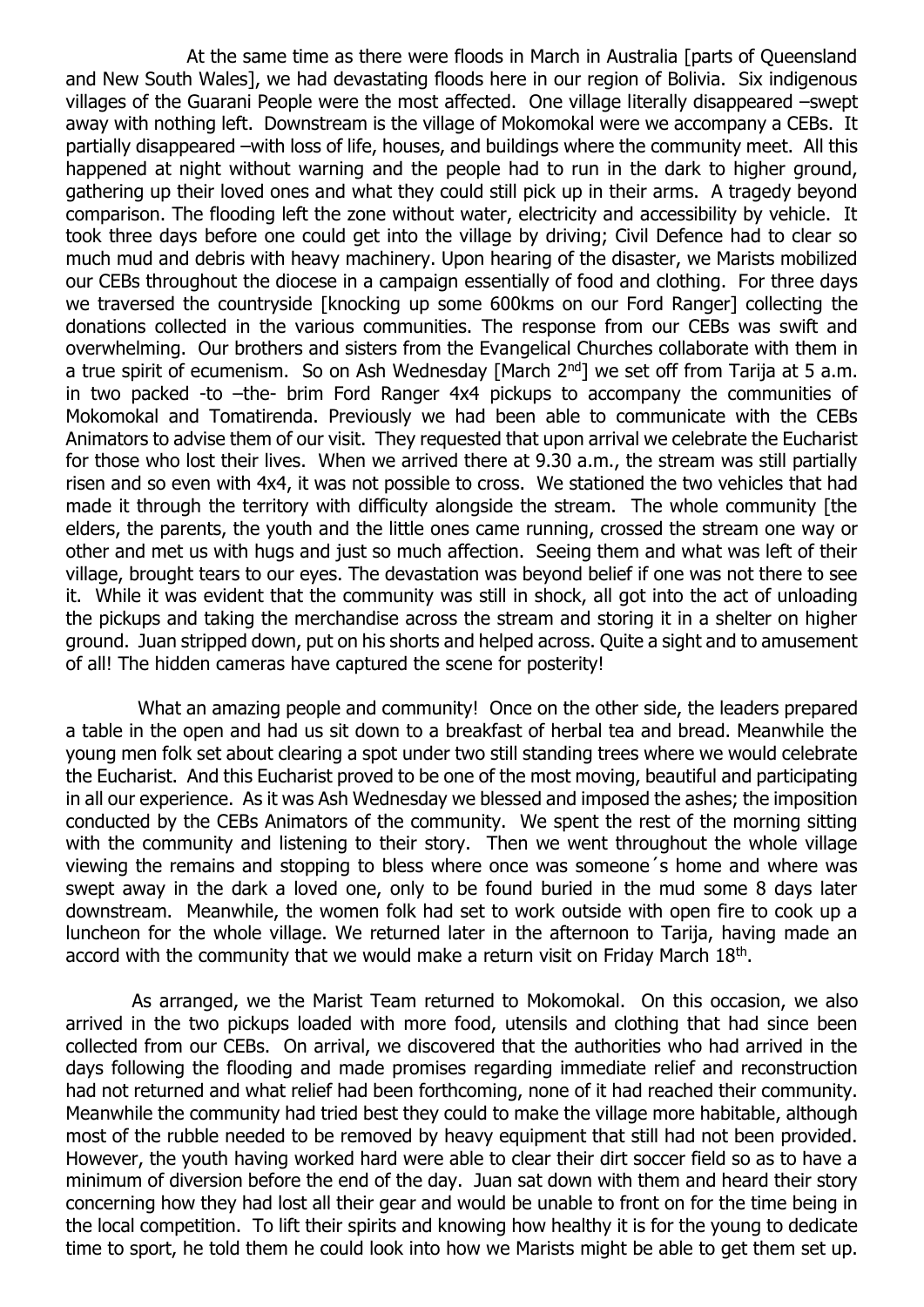At the same time as there were floods in March in Australia [parts of Queensland and New South Wales], we had devastating floods here in our region of Bolivia. Six indigenous villages of the Guarani People were the most affected. One village literally disappeared –swept away with nothing left. Downstream is the village of Mokomokal were we accompany a CEBs. It partially disappeared –with loss of life, houses, and buildings where the community meet. All this happened at night without warning and the people had to run in the dark to higher ground, gathering up their loved ones and what they could still pick up in their arms. A tragedy beyond comparison. The flooding left the zone without water, electricity and accessibility by vehicle. It took three days before one could get into the village by driving; Civil Defence had to clear so much mud and debris with heavy machinery. Upon hearing of the disaster, we Marists mobilized our CEBs throughout the diocese in a campaign essentially of food and clothing. For three days we traversed the countryside [knocking up some 600kms on our Ford Ranger] collecting the donations collected in the various communities. The response from our CEBs was swift and overwhelming. Our brothers and sisters from the Evangelical Churches collaborate with them in a true spirit of ecumenism. So on Ash Wednesday [March 2nd] we set off from Tarija at 5 a.m. in two packed -to –the- brim Ford Ranger 4x4 pickups to accompany the communities of Mokomokal and Tomatirenda. Previously we had been able to communicate with the CEBs Animators to advise them of our visit. They requested that upon arrival we celebrate the Eucharist for those who lost their lives. When we arrived there at 9.30 a.m., the stream was still partially risen and so even with 4x4, it was not possible to cross. We stationed the two vehicles that had made it through the territory with difficulty alongside the stream. The whole community [the elders, the parents, the youth and the little ones came running, crossed the stream one way or other and met us with hugs and just so much affection. Seeing them and what was left of their village, brought tears to our eyes. The devastation was beyond belief if one was not there to see it. While it was evident that the community was still in shock, all got into the act of unloading the pickups and taking the merchandise across the stream and storing it in a shelter on higher ground. Juan stripped down, put on his shorts and helped across. Quite a sight and to amusement of all! The hidden cameras have captured the scene for posterity!

What an amazing people and community! Once on the other side, the leaders prepared a table in the open and had us sit down to a breakfast of herbal tea and bread. Meanwhile the young men folk set about clearing a spot under two still standing trees where we would celebrate the Eucharist. And this Eucharist proved to be one of the most moving, beautiful and participating in all our experience. As it was Ash Wednesday we blessed and imposed the ashes; the imposition conducted by the CEBs Animators of the community. We spent the rest of the morning sitting with the community and listening to their story. Then we went throughout the whole village viewing the remains and stopping to bless where once was someone´s home and where was swept away in the dark a loved one, only to be found buried in the mud some 8 days later downstream. Meanwhile, the women folk had set to work outside with open fire to cook up a luncheon for the whole village. We returned later in the afternoon to Tarija, having made an accord with the community that we would make a return visit on Friday March 18th.

As arranged, we the Marist Team returned to Mokomokal. On this occasion, we also arrived in the two pickups loaded with more food, utensils and clothing that had since been collected from our CEBs. On arrival, we discovered that the authorities who had arrived in the days following the flooding and made promises regarding immediate relief and reconstruction had not returned and what relief had been forthcoming, none of it had reached their community. Meanwhile the community had tried best they could to make the village more habitable, although most of the rubble needed to be removed by heavy equipment that still had not been provided. However, the youth having worked hard were able to clear their dirt soccer field so as to have a minimum of diversion before the end of the day. Juan sat down with them and heard their story concerning how they had lost all their gear and would be unable to front on for the time being in the local competition. To lift their spirits and knowing how healthy it is for the young to dedicate time to sport, he told them he could look into how we Marists might be able to get them set up.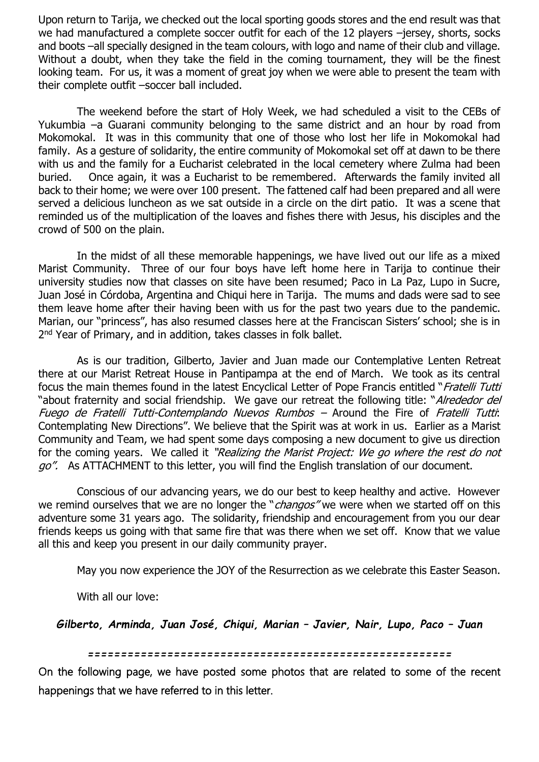Upon return to Tarija, we checked out the local sporting goods stores and the end result was that we had manufactured a complete soccer outfit for each of the 12 players –jersey, shorts, socks and boots –all specially designed in the team colours, with logo and name of their club and village. Without a doubt, when they take the field in the coming tournament, they will be the finest looking team. For us, it was a moment of great joy when we were able to present the team with their complete outfit –soccer ball included.

The weekend before the start of Holy Week, we had scheduled a visit to the CEBs of Yukumbia –a Guarani community belonging to the same district and an hour by road from Mokomokal. It was in this community that one of those who lost her life in Mokomokal had family. As a gesture of solidarity, the entire community of Mokomokal set off at dawn to be there with us and the family for a Eucharist celebrated in the local cemetery where Zulma had been buried. Once again, it was a Eucharist to be remembered. Afterwards the family invited all back to their home; we were over 100 present. The fattened calf had been prepared and all were served a delicious luncheon as we sat outside in a circle on the dirt patio. It was a scene that reminded us of the multiplication of the loaves and fishes there with Jesus, his disciples and the crowd of 500 on the plain.

In the midst of all these memorable happenings, we have lived out our life as a mixed Marist Community. Three of our four boys have left home here in Tarija to continue their university studies now that classes on site have been resumed; Paco in La Paz, Lupo in Sucre, Juan José in Córdoba, Argentina and Chiqui here in Tarija. The mums and dads were sad to see them leave home after their having been with us for the past two years due to the pandemic. Marian, our "princess", has also resumed classes here at the Franciscan Sisters' school; she is in 2nd Year of Primary, and in addition, takes classes in folk ballet.

As is our tradition, Gilberto, Javier and Juan made our Contemplative Lenten Retreat there at our Marist Retreat House in Pantipampa at the end of March. We took as its central focus the main themes found in the latest Encyclical Letter of Pope Francis entitled "*Fratelli Tutti* "about fraternity and social friendship. We gave our retreat the following title: "*Alrededor del Fuego de Fratelli Tutti-Contemplando Nuevos Rumbos* – Around the Fire of *Fratelli Tutti*: Contemplating New Directions". We believe that the Spirit was at work in us. Earlier as a Marist Community and Team, we had spent some days composing a new document to give us direction for the coming years. We called it *"Realizing the Marist Project: We go where the rest do not go".* As ATTACHMENT to this letter, you will find the English translation of our document.

Conscious of our advancing years, we do our best to keep healthy and active. However we remind ourselves that we are no longer the "*changos"* we were when we started off on this adventure some 31 years ago. The solidarity, friendship and encouragement from you our dear friends keeps us going with that same fire that was there when we set off. Know that we value all this and keep you present in our daily community prayer.

May you now experience the JOY of the Resurrection as we celebrate this Easter Season.

With all our love:

***Gilberto, Arminda, Juan José, Chiqui, Marian – Javier, Nair, Lupo, Paco – Juan***

=====================================================

On the following page, we have posted some photos that are related to some of the recent happenings that we have referred to in this letter.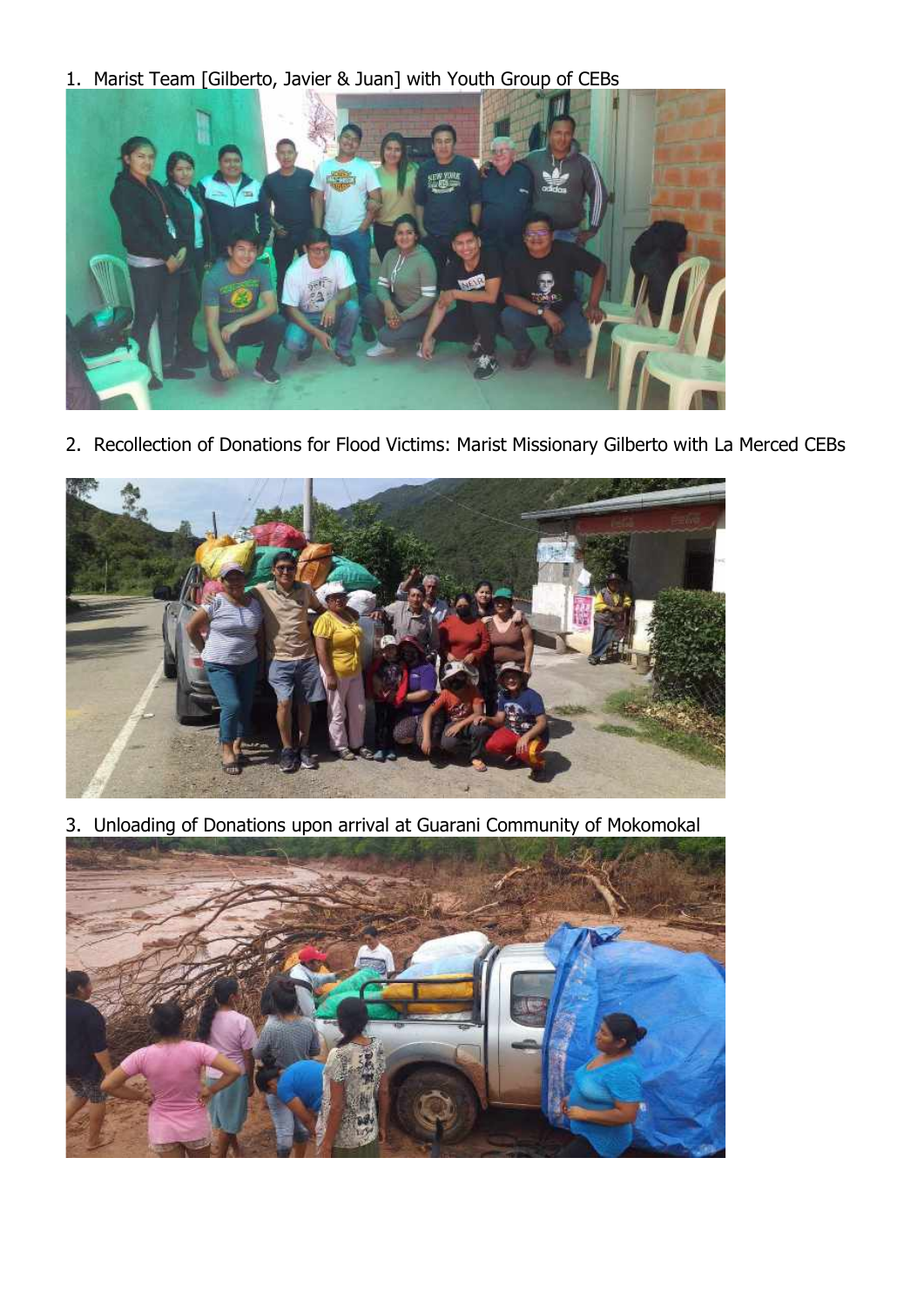1. Marist Team [Gilberto, Javier & Juan] with Youth Group of CEBs

2. Recollection of Donations for Flood Victims: Marist Missionary Gilberto with La Merced CEBs

3. Unloading of Donations upon arrival at Guarani Community of Mokomokal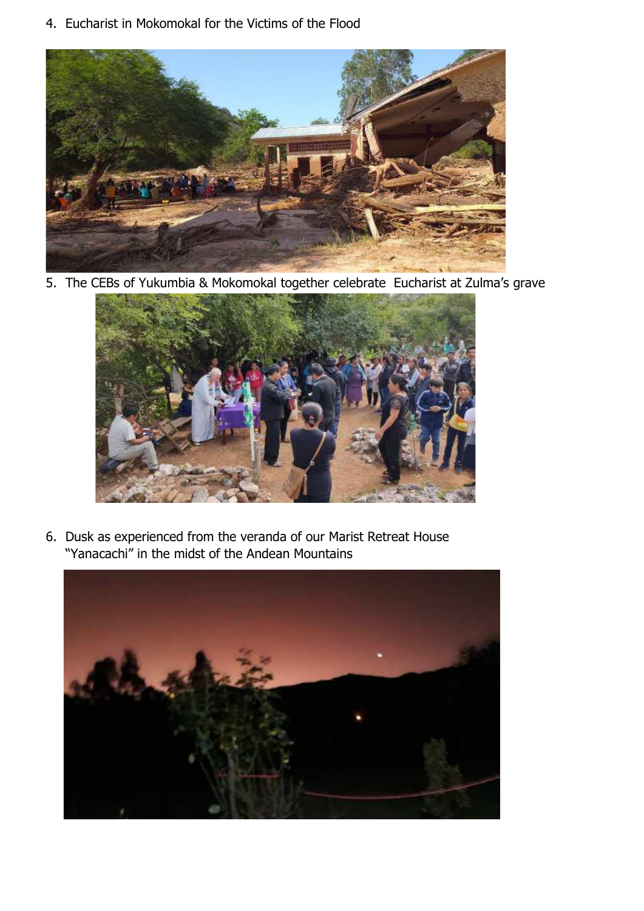4. Eucharist in Mokomokal for the Victims of the Flood

5. The CEBs of Yukumbia & Mokomokal together celebrate Eucharist at Zulma's grave

6. Dusk as experienced from the veranda of our Marist Retreat House "Yanacachi" in the midst of the Andean Mountains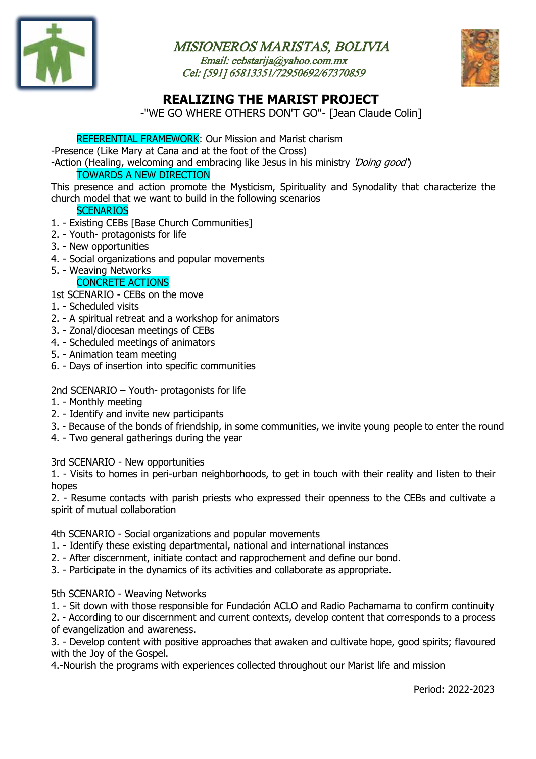*MISIONEROS MARISTAS, BOLIVIA*
*Email: cebstarija@yahoo.com.mx*
*Cel: [591] 65813351/72950692/67370859*

# REALIZING THE MARIST PROJECT

-"WE GO WHERE OTHERS DON'T GO"- [Jean Claude Colin]

REFERENTIAL FRAMEWORK: Our Mission and Marist charism

-Presence (Like Mary at Cana and at the foot of the Cross)

-Action (Healing, welcoming and embracing like Jesus in his ministry *'Doing good'*)

TOWARDS A NEW DIRECTION

This presence and action promote the Mysticism, Spirituality and Synodality that characterize the church model that we want to build in the following scenarios

SCENARIOS

1. - Existing CEBs [Base Church Communities]
2. - Youth- protagonists for life
3. - New opportunities
4. - Social organizations and popular movements
5. - Weaving Networks

CONCRETE ACTIONS

1st SCENARIO - CEBs on the move

1. - Scheduled visits
2. - A spiritual retreat and a workshop for animators
3. - Zonal/diocesan meetings of CEBs
4. - Scheduled meetings of animators
5. - Animation team meeting
6. - Days of insertion into specific communities

2nd SCENARIO – Youth- protagonists for life

1. - Monthly meeting
2. - Identify and invite new participants
3. - Because of the bonds of friendship, in some communities, we invite young people to enter the round
4. - Two general gatherings during the year

3rd SCENARIO - New opportunities

1. - Visits to homes in peri-urban neighborhoods, to get in touch with their reality and listen to their hopes
2. - Resume contacts with parish priests who expressed their openness to the CEBs and cultivate a spirit of mutual collaboration

4th SCENARIO - Social organizations and popular movements

1. - Identify these existing departmental, national and international instances
2. - After discernment, initiate contact and rapprochement and define our bond.
3. - Participate in the dynamics of its activities and collaborate as appropriate.

5th SCENARIO - Weaving Networks

1. - Sit down with those responsible for Fundación ACLO and Radio Pachamama to confirm continuity
2. - According to our discernment and current contexts, develop content that corresponds to a process of evangelization and awareness.
3. - Develop content with positive approaches that awaken and cultivate hope, good spirits; flavoured with the Joy of the Gospel.
4. -Nourish the programs with experiences collected throughout our Marist life and mission

Period: 2022-2023